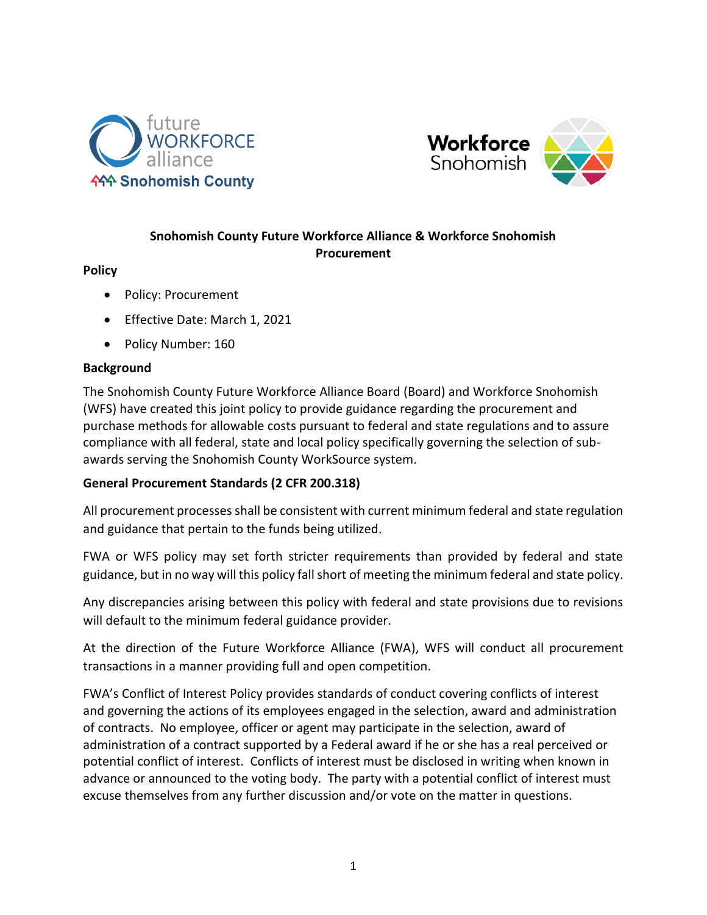# Snohomish County Future Workforce Alliance & Workforce Snohomish Procurement

## Policy

- Policy: Procurement
- Effective Date: March 1, 2021
- Policy Number: 160

## Background

The Snohomish County Future Workforce Alliance Board (Board) and Workforce Snohomish (WFS) have created this joint policy to provide guidance regarding the procurement and purchase methods for allowable costs pursuant to federal and state regulations and to assure compliance with all federal, state and local policy specifically governing the selection of sub-awards serving the Snohomish County WorkSource system.

## General Procurement Standards (2 CFR 200.318)

All procurement processes shall be consistent with current minimum federal and state regulation and guidance that pertain to the funds being utilized.

FWA or WFS policy may set forth stricter requirements than provided by federal and state guidance, but in no way will this policy fall short of meeting the minimum federal and state policy.

Any discrepancies arising between this policy with federal and state provisions due to revisions will default to the minimum federal guidance provider.

At the direction of the Future Workforce Alliance (FWA), WFS will conduct all procurement transactions in a manner providing full and open competition.

FWA's Conflict of Interest Policy provides standards of conduct covering conflicts of interest and governing the actions of its employees engaged in the selection, award and administration of contracts. No employee, officer or agent may participate in the selection, award of administration of a contract supported by a Federal award if he or she has a real perceived or potential conflict of interest. Conflicts of interest must be disclosed in writing when known in advance or announced to the voting body. The party with a potential conflict of interest must excuse themselves from any further discussion and/or vote on the matter in questions.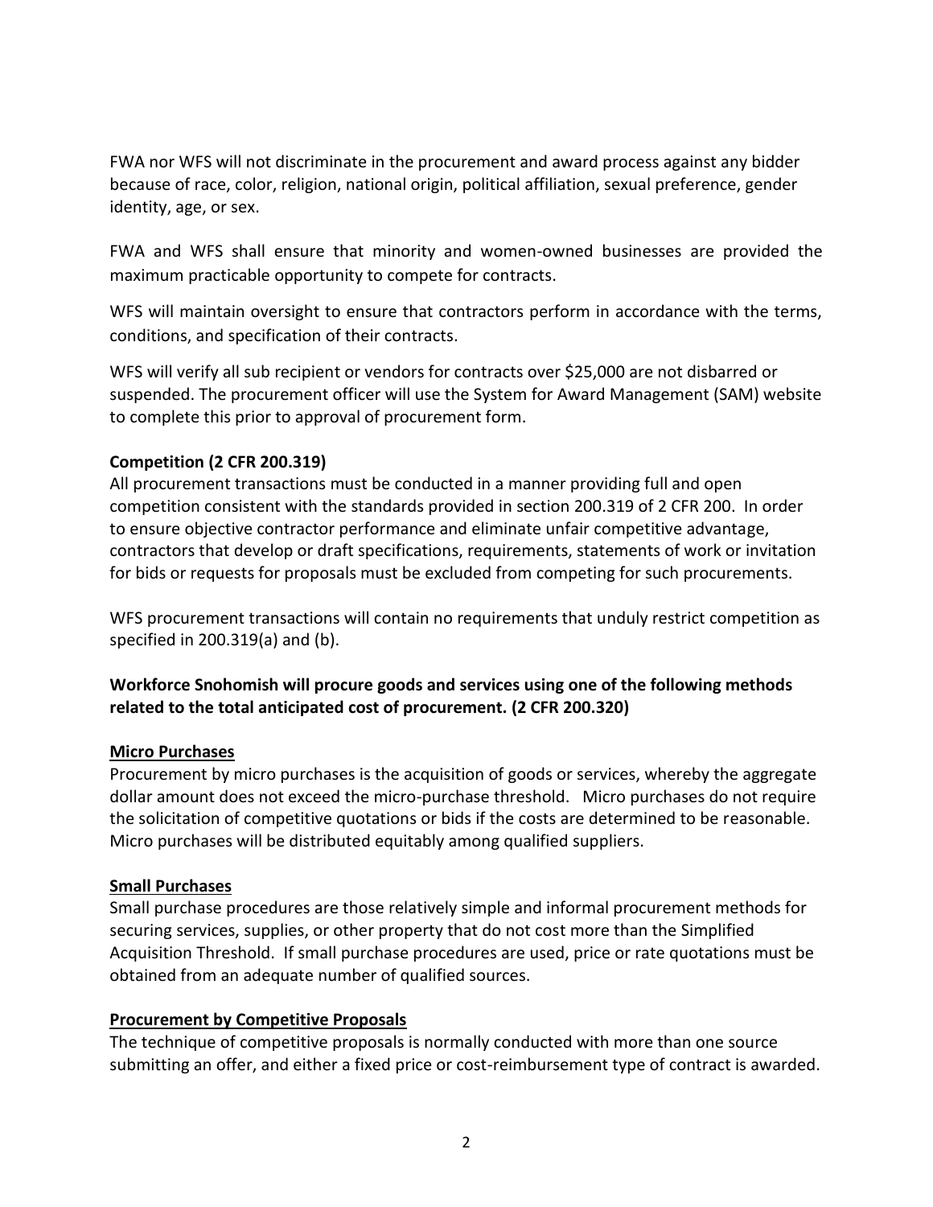FWA nor WFS will not discriminate in the procurement and award process against any bidder because of race, color, religion, national origin, political affiliation, sexual preference, gender identity, age, or sex.

FWA and WFS shall ensure that minority and women-owned businesses are provided the maximum practicable opportunity to compete for contracts.

WFS will maintain oversight to ensure that contractors perform in accordance with the terms, conditions, and specification of their contracts.

WFS will verify all sub recipient or vendors for contracts over $25,000 are not disbarred or suspended. The procurement officer will use the System for Award Management (SAM) website to complete this prior to approval of procurement form.

**Competition (2 CFR 200.319)**

All procurement transactions must be conducted in a manner providing full and open competition consistent with the standards provided in section 200.319 of 2 CFR 200. In order to ensure objective contractor performance and eliminate unfair competitive advantage, contractors that develop or draft specifications, requirements, statements of work or invitation for bids or requests for proposals must be excluded from competing for such procurements.

WFS procurement transactions will contain no requirements that unduly restrict competition as specified in 200.319(a) and (b).

**Workforce Snohomish will procure goods and services using one of the following methods related to the total anticipated cost of procurement. (2 CFR 200.320)**

**Micro Purchases**

Procurement by micro purchases is the acquisition of goods or services, whereby the aggregate dollar amount does not exceed the micro-purchase threshold. Micro purchases do not require the solicitation of competitive quotations or bids if the costs are determined to be reasonable. Micro purchases will be distributed equitably among qualified suppliers.

**Small Purchases**

Small purchase procedures are those relatively simple and informal procurement methods for securing services, supplies, or other property that do not cost more than the Simplified Acquisition Threshold. If small purchase procedures are used, price or rate quotations must be obtained from an adequate number of qualified sources.

**Procurement by Competitive Proposals**

The technique of competitive proposals is normally conducted with more than one source submitting an offer, and either a fixed price or cost-reimbursement type of contract is awarded.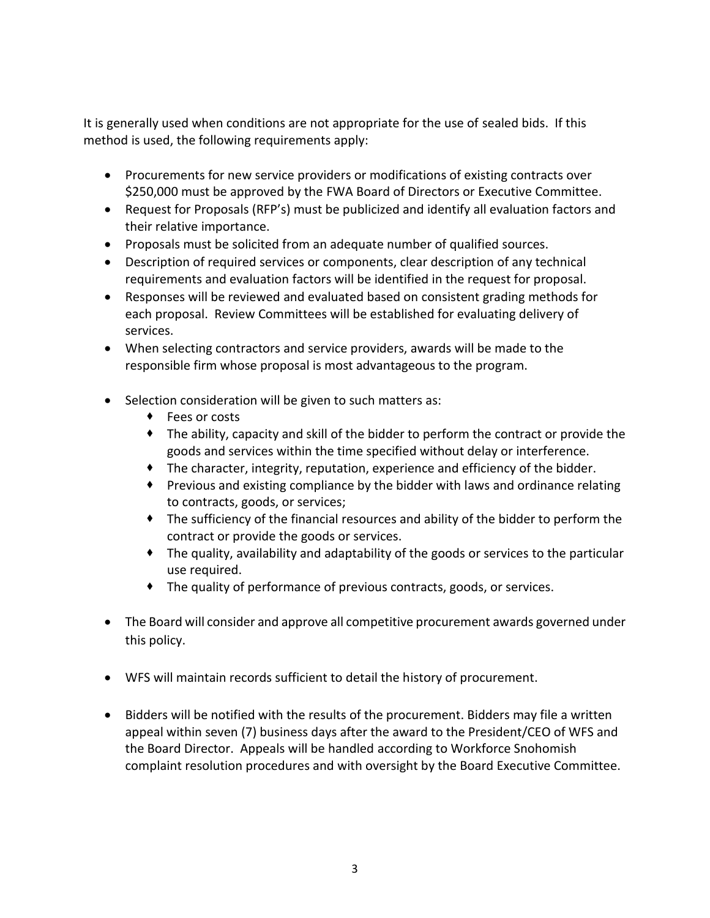It is generally used when conditions are not appropriate for the use of sealed bids. If this method is used, the following requirements apply:

- Procurements for new service providers or modifications of existing contracts over $250,000 must be approved by the FWA Board of Directors or Executive Committee.
- Request for Proposals (RFP's) must be publicized and identify all evaluation factors and their relative importance.
- Proposals must be solicited from an adequate number of qualified sources.
- Description of required services or components, clear description of any technical requirements and evaluation factors will be identified in the request for proposal.
- Responses will be reviewed and evaluated based on consistent grading methods for each proposal. Review Committees will be established for evaluating delivery of services.
- When selecting contractors and service providers, awards will be made to the responsible firm whose proposal is most advantageous to the program.
- Selection consideration will be given to such matters as:
    - Fees or costs
    - The ability, capacity and skill of the bidder to perform the contract or provide the goods and services within the time specified without delay or interference.
    - The character, integrity, reputation, experience and efficiency of the bidder.
    - Previous and existing compliance by the bidder with laws and ordinance relating to contracts, goods, or services;
    - The sufficiency of the financial resources and ability of the bidder to perform the contract or provide the goods or services.
    - The quality, availability and adaptability of the goods or services to the particular use required.
    - The quality of performance of previous contracts, goods, or services.
- The Board will consider and approve all competitive procurement awards governed under this policy.
- WFS will maintain records sufficient to detail the history of procurement.
- Bidders will be notified with the results of the procurement. Bidders may file a written appeal within seven (7) business days after the award to the President/CEO of WFS and the Board Director. Appeals will be handled according to Workforce Snohomish complaint resolution procedures and with oversight by the Board Executive Committee.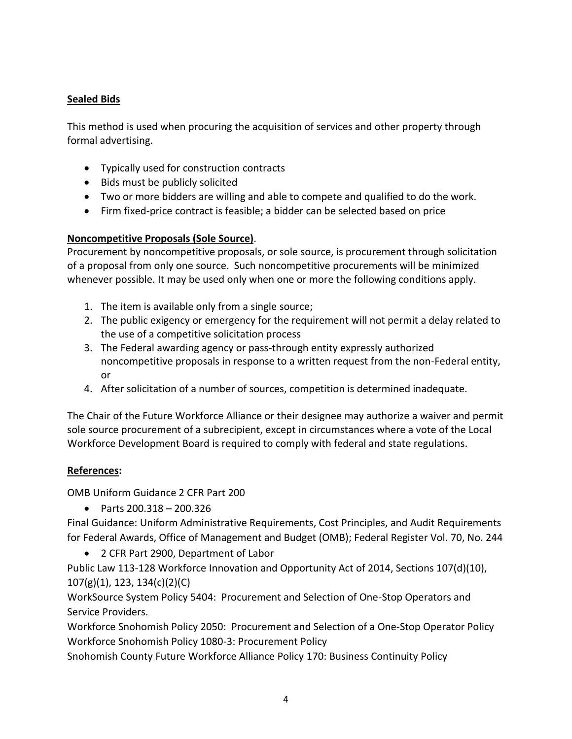**Sealed Bids**

This method is used when procuring the acquisition of services and other property through formal advertising.

- Typically used for construction contracts
- Bids must be publicly solicited
- Two or more bidders are willing and able to compete and qualified to do the work.
- Firm fixed-price contract is feasible; a bidder can be selected based on price

**Noncompetitive Proposals (Sole Source)**.
Procurement by noncompetitive proposals, or sole source, is procurement through solicitation of a proposal from only one source. Such noncompetitive procurements will be minimized whenever possible. It may be used only when one or more the following conditions apply.

1. The item is available only from a single source;
2. The public exigency or emergency for the requirement will not permit a delay related to the use of a competitive solicitation process
3. The Federal awarding agency or pass-through entity expressly authorized noncompetitive proposals in response to a written request from the non-Federal entity, or
4. After solicitation of a number of sources, competition is determined inadequate.

The Chair of the Future Workforce Alliance or their designee may authorize a waiver and permit sole source procurement of a subrecipient, except in circumstances where a vote of the Local Workforce Development Board is required to comply with federal and state regulations.

**References:**

OMB Uniform Guidance 2 CFR Part 200

- Parts 200.318 – 200.326

Final Guidance: Uniform Administrative Requirements, Cost Principles, and Audit Requirements for Federal Awards, Office of Management and Budget (OMB); Federal Register Vol. 70, No. 244

- 2 CFR Part 2900, Department of Labor

Public Law 113-128 Workforce Innovation and Opportunity Act of 2014, Sections 107(d)(10), 107(g)(1), 123, 134(c)(2)(C)
WorkSource System Policy 5404: Procurement and Selection of One-Stop Operators and Service Providers.
Workforce Snohomish Policy 2050: Procurement and Selection of a One-Stop Operator Policy
Workforce Snohomish Policy 1080-3: Procurement Policy
Snohomish County Future Workforce Alliance Policy 170: Business Continuity Policy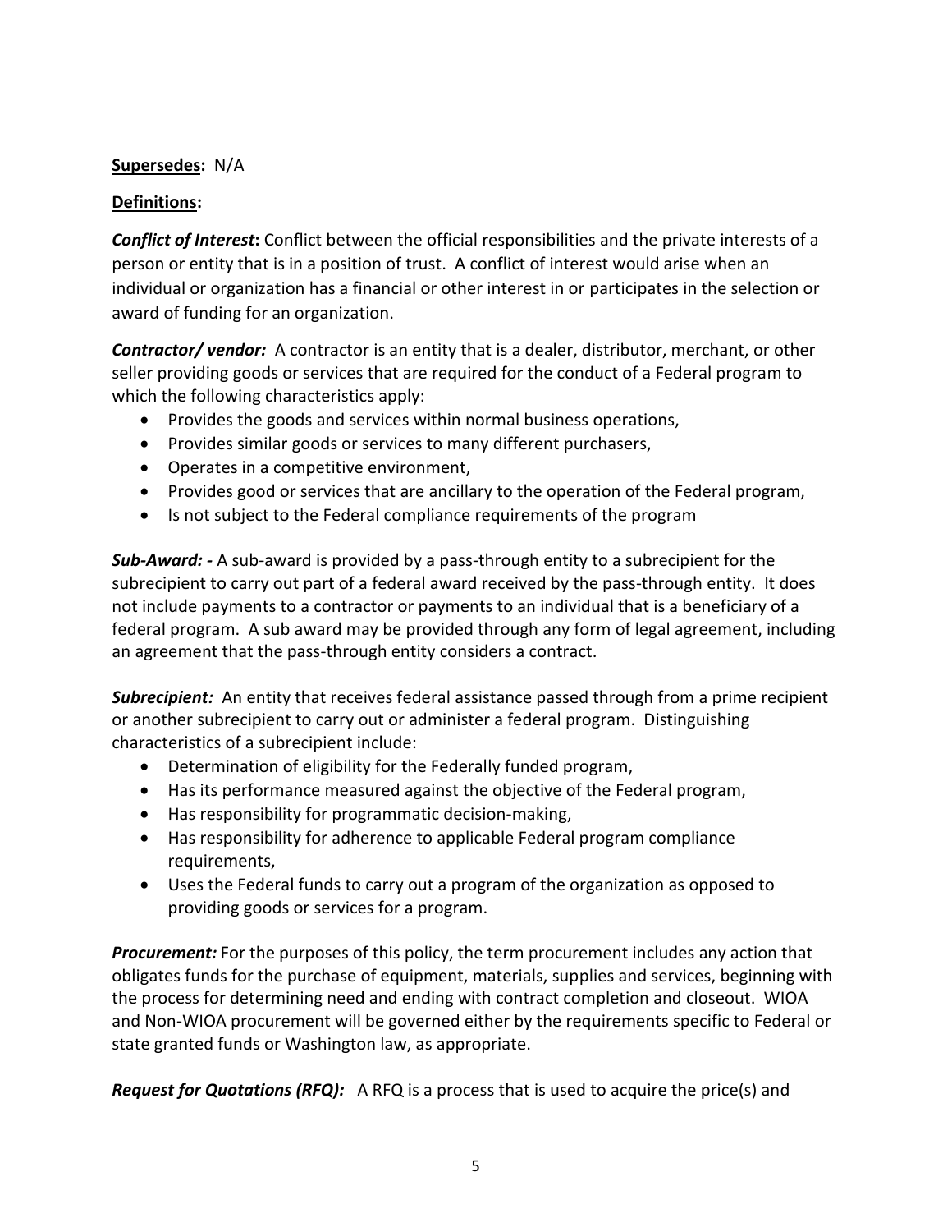**Supersedes:** N/A

**Definitions:**

***Conflict of Interest*:** Conflict between the official responsibilities and the private interests of a person or entity that is in a position of trust. A conflict of interest would arise when an individual or organization has a financial or other interest in or participates in the selection or award of funding for an organization.

***Contractor/ vendor:*** A contractor is an entity that is a dealer, distributor, merchant, or other seller providing goods or services that are required for the conduct of a Federal program to which the following characteristics apply:

- Provides the goods and services within normal business operations,
- Provides similar goods or services to many different purchasers,
- Operates in a competitive environment,
- Provides good or services that are ancillary to the operation of the Federal program,
- Is not subject to the Federal compliance requirements of the program

***Sub-Award: -*** A sub-award is provided by a pass-through entity to a subrecipient for the subrecipient to carry out part of a federal award received by the pass-through entity. It does not include payments to a contractor or payments to an individual that is a beneficiary of a federal program. A sub award may be provided through any form of legal agreement, including an agreement that the pass-through entity considers a contract.

***Subrecipient:*** An entity that receives federal assistance passed through from a prime recipient or another subrecipient to carry out or administer a federal program. Distinguishing characteristics of a subrecipient include:

- Determination of eligibility for the Federally funded program,
- Has its performance measured against the objective of the Federal program,
- Has responsibility for programmatic decision-making,
- Has responsibility for adherence to applicable Federal program compliance requirements,
- Uses the Federal funds to carry out a program of the organization as opposed to providing goods or services for a program.

***Procurement:*** For the purposes of this policy, the term procurement includes any action that obligates funds for the purchase of equipment, materials, supplies and services, beginning with the process for determining need and ending with contract completion and closeout. WIOA and Non-WIOA procurement will be governed either by the requirements specific to Federal or state granted funds or Washington law, as appropriate.

***Request for Quotations (RFQ):*** A RFQ is a process that is used to acquire the price(s) and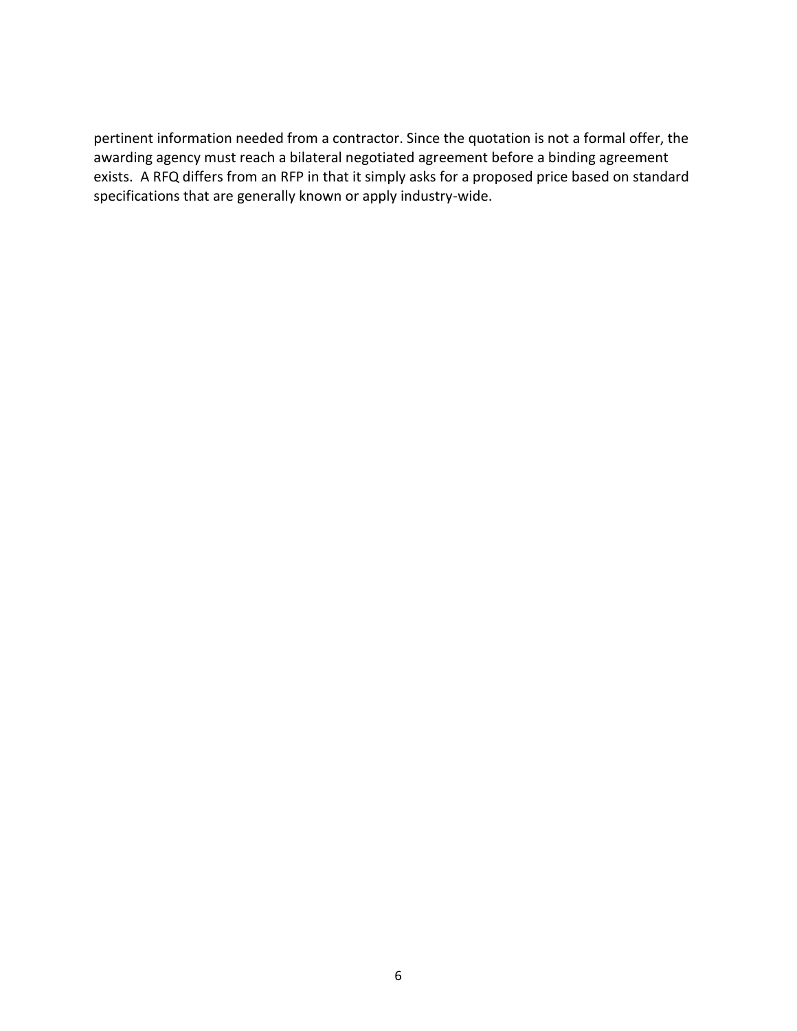pertinent information needed from a contractor. Since the quotation is not a formal offer, the awarding agency must reach a bilateral negotiated agreement before a binding agreement exists. A RFQ differs from an RFP in that it simply asks for a proposed price based on standard specifications that are generally known or apply industry-wide.